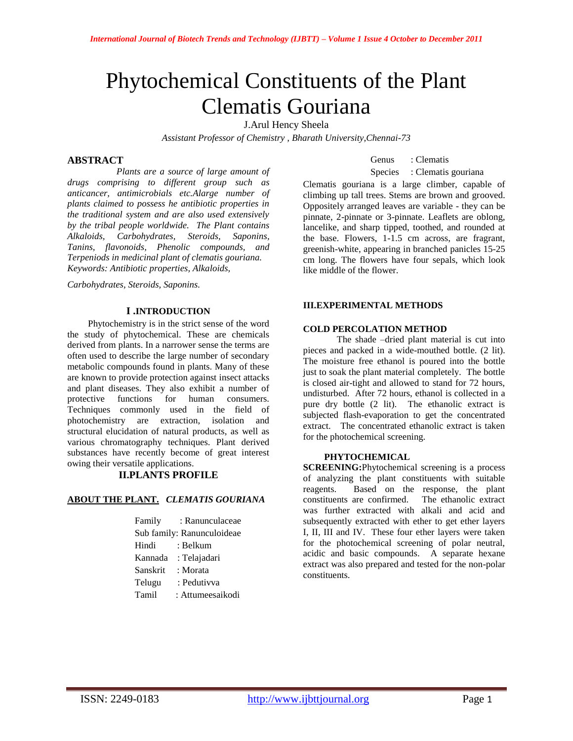# Phytochemical Constituents of the Plant Clematis Gouriana

J.Arul Hency Sheela

*Assistant Professor of Chemistry , Bharath University,Chennai-73*

## ABSTRACT

*Plants are a source of large amount of drugs comprising to different group such as anticancer, antimicrobials etc.Alarge number of plants claimed to possess he antibiotic properties in the traditional system and are also used extensively by the tribal people worldwide. The Plant contains Alkaloids, Carbohydrates, Steroids, Saponins, Tanins, flavonoids, Phenolic compounds, and Terpeniods in medicinal plant of clematis gouriana.*

*Keywords: Antibiotic properties, Alkaloids, Carbohydrates, Steroids, Saponins.*

## I .INTRODUCTION

Phytochemistry is in the strict sense of the word the study of phytochemical. These are chemicals derived from plants. In a narrower sense the terms are often used to describe the large number of secondary metabolic compounds found in plants. Many of these are known to provide protection against insect attacks and plant diseases. They also exhibit a number of protective functions for human consumers. Techniques commonly used in the field of photochemistry are extraction, isolation and structural elucidation of natural products, as well as various chromatography techniques. Plant derived substances have recently become of great interest owing their versatile applications.

## II.PLANTS PROFILE

**ABOUT THE PLANT.** ***CLEMATIS GOURIANA***

Family : Ranunculaceae
Sub family: Ranunculoideae
Hindi : Belkum
Kannada : Telajadari
Sanskrit : Morata
Telugu : Pedutivva
Tamil : Attumeesaikodi
Genus : Clematis
Species : Clematis gouriana

Clematis gouriana is a large climber, capable of climbing up tall trees. Stems are brown and grooved. Oppositely arranged leaves are variable - they can be pinnate, 2-pinnate or 3-pinnate. Leaflets are oblong, lancelike, and sharp tipped, toothed, and rounded at the base. Flowers, 1-1.5 cm across, are fragrant, greenish-white, appearing in branched panicles 15-25 cm long. The flowers have four sepals, which look like middle of the flower.

## III.EXPERIMENTAL METHODS

### COLD PERCOLATION METHOD

The shade –dried plant material is cut into pieces and packed in a wide-mouthed bottle. (2 lit). The moisture free ethanol is poured into the bottle just to soak the plant material completely. The bottle is closed air-tight and allowed to stand for 72 hours, undisturbed. After 72 hours, ethanol is collected in a pure dry bottle (2 lit). The ethanolic extract is subjected flash-evaporation to get the concentrated extract. The concentrated ethanolic extract is taken for the photochemical screening.

### PHYTOCHEMICAL SCREENING:

Phytochemical screening is a process of analyzing the plant constituents with suitable reagents. Based on the response, the plant constituents are confirmed. The ethanolic extract was further extracted with alkali and acid and subsequently extracted with ether to get ether layers I, II, III and IV. These four ether layers were taken for the photochemical screening of polar neutral, acidic and basic compounds. A separate hexane extract was also prepared and tested for the non-polar constituents.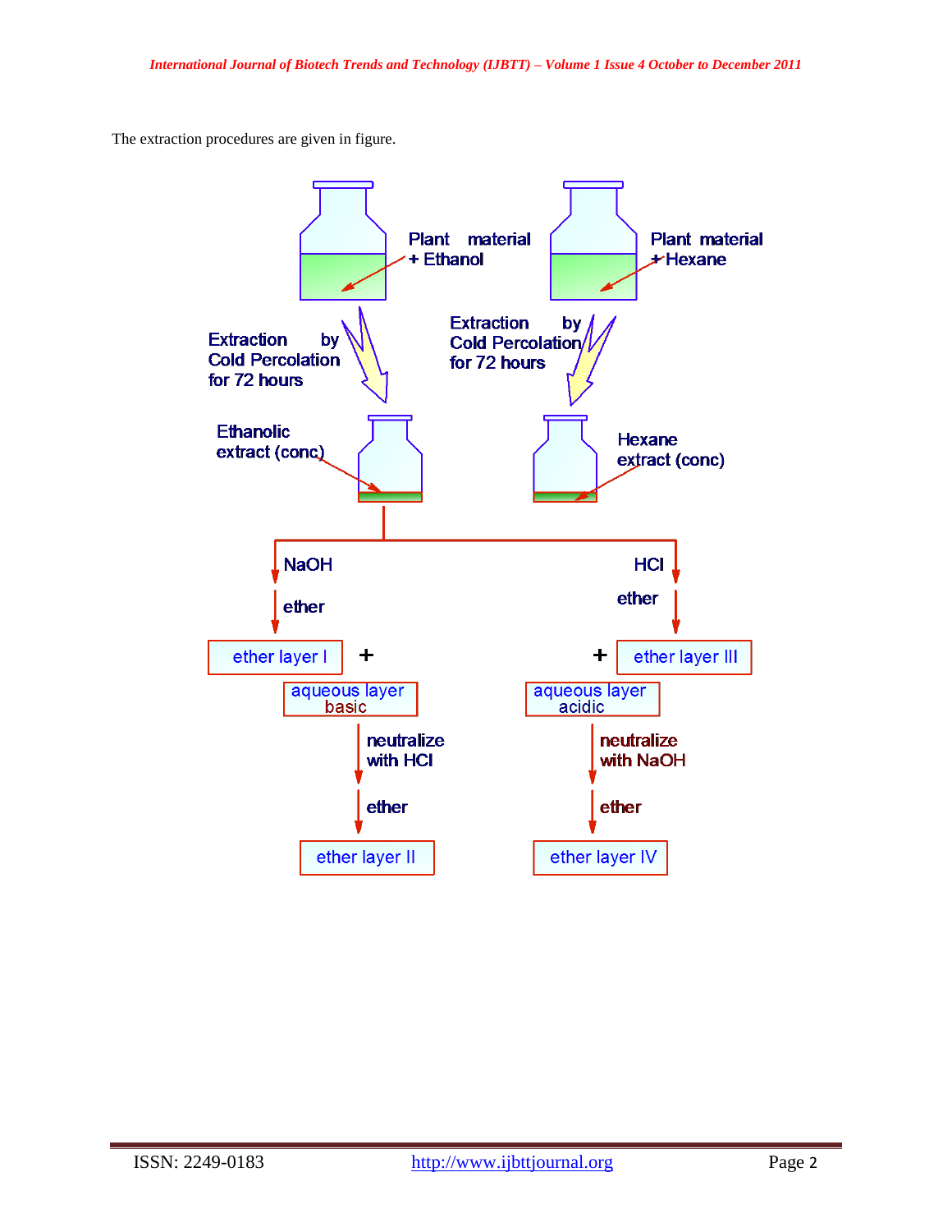The extraction procedures are given in figure.

Plant material + Ethanol

Plant material + Hexane

Extraction by Cold Percolation for 72 hours

Extraction by Cold Percolation for 72 hours

Ethanolic extract (conc)

Hexane extract (conc)

NaOH

ether

HCl

ether

ether layer I + aqueous layer basic

+ ether layer III

aqueous layer acidic

neutralize with HCl

ether

ether layer II

neutralize with NaOH

ether

ether layer IV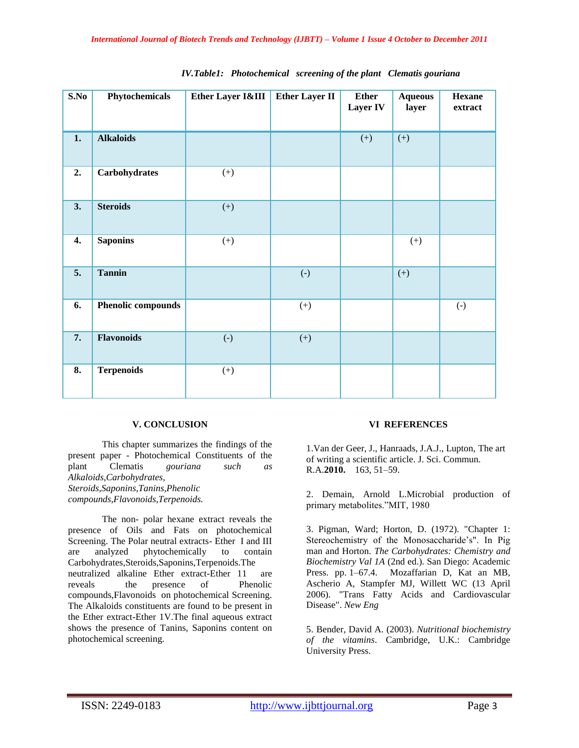*IV.Table1: Photochemical screening of the plant Clematis gouriana*

| S.No | Phytochemicals | Ether Layer I&III | Ether Layer II | Ether Layer IV | Aqueous layer | Hexane extract |
|---|---|---|---|---|---|---|
| 1. | **Alkaloids** | | | (+) | (+) | |
| 2. | **Carbohydrates** | (+) | | | | |
| 3. | **Steroids** | (+) | | | | |
| 4. | **Saponins** | (+) | | | (+) | |
| 5. | **Tannin** | | (-) | | (+) | |
| 6. | **Phenolic compounds** | | (+) | | | (-) |
| 7. | **Flavonoids** | (-) | (+) | | | |
| 8. | **Terpenoids** | (+) | | | | |

## V. CONCLUSION

This chapter summarizes the findings of the present paper - Photochemical Constituents of the plant Clematis *gouriana such as Alkaloids,Carbohydrates, Steroids,Saponins,Tanins,Phenolic compounds,Flavonoids,Terpenoids.*

The non- polar hexane extract reveals the presence of Oils and Fats on photochemical Screening. The Polar neutral extracts- Ether I and III are analyzed phytochemically to contain Carbohydrates,Steroids,Saponins,Terpenoids.The neutralized alkaline Ether extract-Ether 11 are reveals the presence of Phenolic compounds,Flavonoids on photochemical Screening. The Alkaloids constituents are found to be present in the Ether extract-Ether 1V.The final aqueous extract shows the presence of Tanins, Saponins content on photochemical screening.

## VI REFERENCES

1.Van der Geer, J., Hanraads, J.A.J., Lupton, The art of writing a scientific article. J. Sci. Commun. R.A.**2010.** 163, 51–59.

2. Demain, Arnold L.Microbial production of primary metabolites."MIT, 1980

3. Pigman, Ward; Horton, D. (1972). "Chapter 1: Stereochemistry of the Monosaccharide's". In Pig man and Horton. *The Carbohydrates: Chemistry and Biochemistry Val 1A* (2nd ed.). San Diego: Academic Press. pp. 1–67.4. Mozaffarian D, Kat an MB, Ascherio A, Stampfer MJ, Willett WC (13 April 2006). "Trans Fatty Acids and Cardiovascular Disease". *New Eng*

5. Bender, David A. (2003). *Nutritional biochemistry of the vitamins*. Cambridge, U.K.: Cambridge University Press.